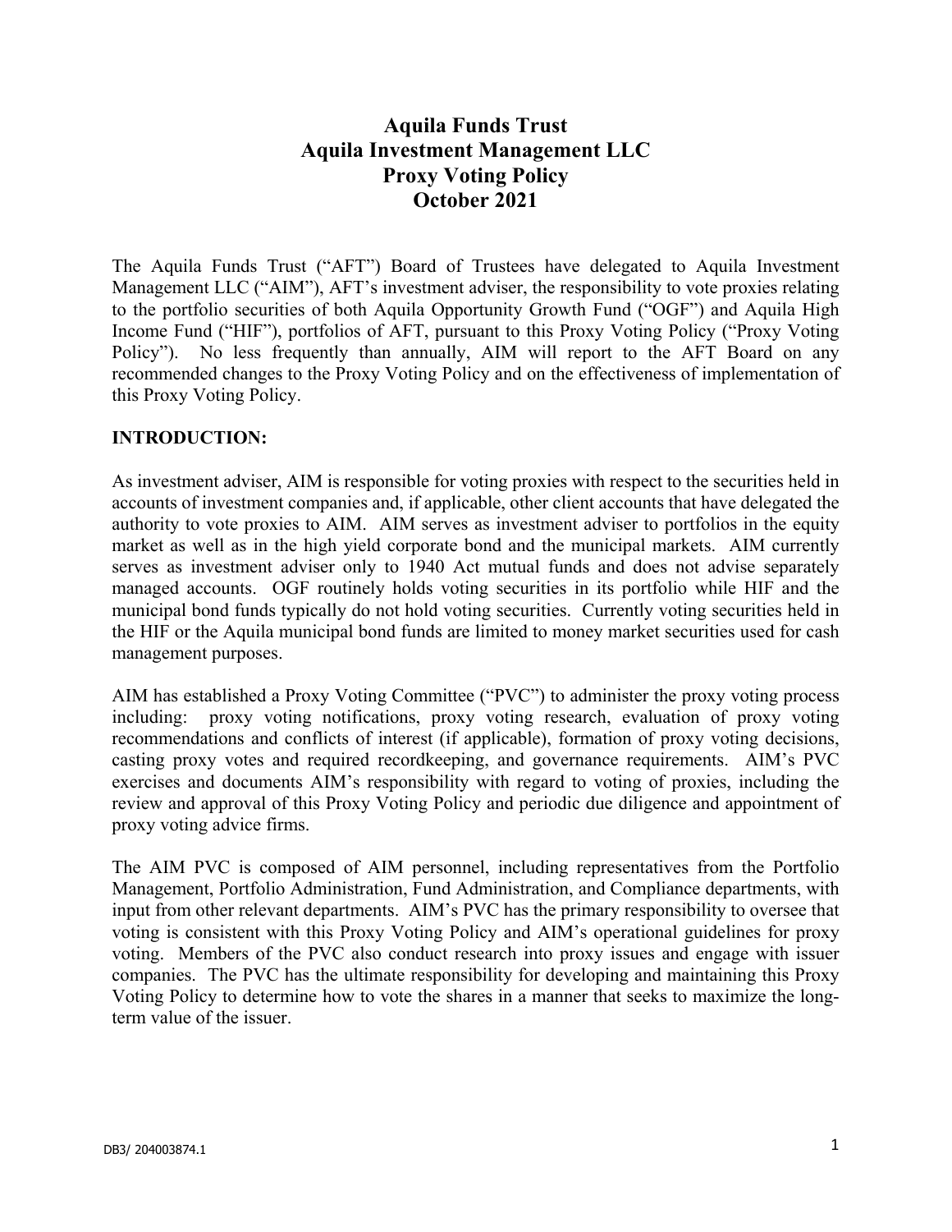# Aquila Funds Trust
# Aquila Investment Management LLC
# Proxy Voting Policy
# October 2021

The Aquila Funds Trust ("AFT") Board of Trustees have delegated to Aquila Investment Management LLC ("AIM"), AFT's investment adviser, the responsibility to vote proxies relating to the portfolio securities of both Aquila Opportunity Growth Fund ("OGF") and Aquila High Income Fund ("HIF"), portfolios of AFT, pursuant to this Proxy Voting Policy ("Proxy Voting Policy"). No less frequently than annually, AIM will report to the AFT Board on any recommended changes to the Proxy Voting Policy and on the effectiveness of implementation of this Proxy Voting Policy.

## INTRODUCTION:

As investment adviser, AIM is responsible for voting proxies with respect to the securities held in accounts of investment companies and, if applicable, other client accounts that have delegated the authority to vote proxies to AIM. AIM serves as investment adviser to portfolios in the equity market as well as in the high yield corporate bond and the municipal markets. AIM currently serves as investment adviser only to 1940 Act mutual funds and does not advise separately managed accounts. OGF routinely holds voting securities in its portfolio while HIF and the municipal bond funds typically do not hold voting securities. Currently voting securities held in the HIF or the Aquila municipal bond funds are limited to money market securities used for cash management purposes.

AIM has established a Proxy Voting Committee ("PVC") to administer the proxy voting process including: proxy voting notifications, proxy voting research, evaluation of proxy voting recommendations and conflicts of interest (if applicable), formation of proxy voting decisions, casting proxy votes and required recordkeeping, and governance requirements. AIM's PVC exercises and documents AIM's responsibility with regard to voting of proxies, including the review and approval of this Proxy Voting Policy and periodic due diligence and appointment of proxy voting advice firms.

The AIM PVC is composed of AIM personnel, including representatives from the Portfolio Management, Portfolio Administration, Fund Administration, and Compliance departments, with input from other relevant departments. AIM's PVC has the primary responsibility to oversee that voting is consistent with this Proxy Voting Policy and AIM's operational guidelines for proxy voting. Members of the PVC also conduct research into proxy issues and engage with issuer companies. The PVC has the ultimate responsibility for developing and maintaining this Proxy Voting Policy to determine how to vote the shares in a manner that seeks to maximize the long-term value of the issuer.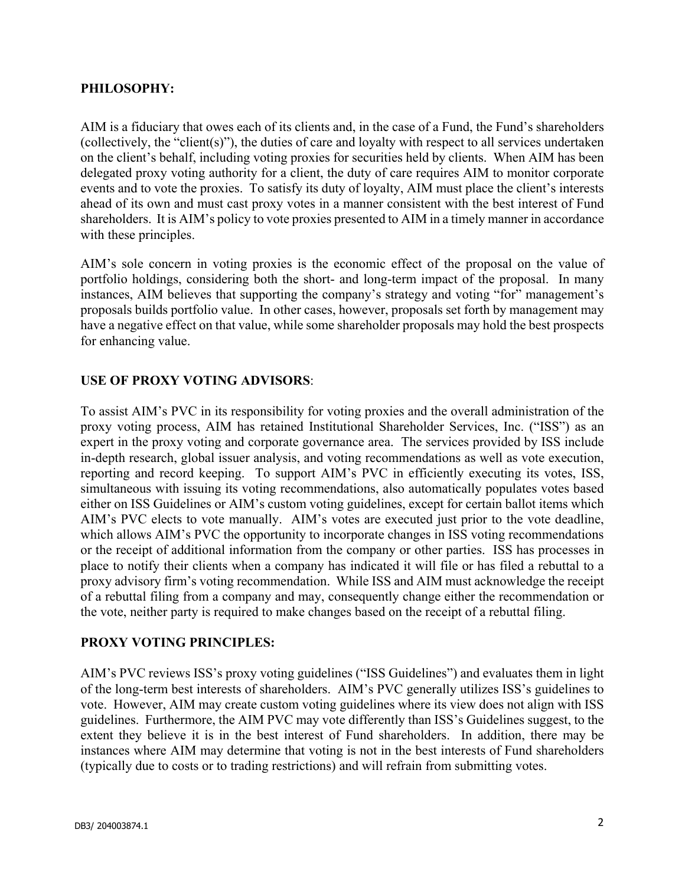**PHILOSOPHY:**

AIM is a fiduciary that owes each of its clients and, in the case of a Fund, the Fund's shareholders (collectively, the "client(s)"), the duties of care and loyalty with respect to all services undertaken on the client's behalf, including voting proxies for securities held by clients. When AIM has been delegated proxy voting authority for a client, the duty of care requires AIM to monitor corporate events and to vote the proxies. To satisfy its duty of loyalty, AIM must place the client's interests ahead of its own and must cast proxy votes in a manner consistent with the best interest of Fund shareholders. It is AIM's policy to vote proxies presented to AIM in a timely manner in accordance with these principles.

AIM's sole concern in voting proxies is the economic effect of the proposal on the value of portfolio holdings, considering both the short- and long-term impact of the proposal. In many instances, AIM believes that supporting the company's strategy and voting "for" management's proposals builds portfolio value. In other cases, however, proposals set forth by management may have a negative effect on that value, while some shareholder proposals may hold the best prospects for enhancing value.

**USE OF PROXY VOTING ADVISORS**:

To assist AIM's PVC in its responsibility for voting proxies and the overall administration of the proxy voting process, AIM has retained Institutional Shareholder Services, Inc. ("ISS") as an expert in the proxy voting and corporate governance area. The services provided by ISS include in-depth research, global issuer analysis, and voting recommendations as well as vote execution, reporting and record keeping. To support AIM's PVC in efficiently executing its votes, ISS, simultaneous with issuing its voting recommendations, also automatically populates votes based either on ISS Guidelines or AIM's custom voting guidelines, except for certain ballot items which AIM's PVC elects to vote manually. AIM's votes are executed just prior to the vote deadline, which allows AIM's PVC the opportunity to incorporate changes in ISS voting recommendations or the receipt of additional information from the company or other parties. ISS has processes in place to notify their clients when a company has indicated it will file or has filed a rebuttal to a proxy advisory firm's voting recommendation. While ISS and AIM must acknowledge the receipt of a rebuttal filing from a company and may, consequently change either the recommendation or the vote, neither party is required to make changes based on the receipt of a rebuttal filing.

**PROXY VOTING PRINCIPLES:**

AIM's PVC reviews ISS's proxy voting guidelines ("ISS Guidelines") and evaluates them in light of the long-term best interests of shareholders. AIM's PVC generally utilizes ISS's guidelines to vote. However, AIM may create custom voting guidelines where its view does not align with ISS guidelines. Furthermore, the AIM PVC may vote differently than ISS's Guidelines suggest, to the extent they believe it is in the best interest of Fund shareholders. In addition, there may be instances where AIM may determine that voting is not in the best interests of Fund shareholders (typically due to costs or to trading restrictions) and will refrain from submitting votes.

DB3/ 204003874.1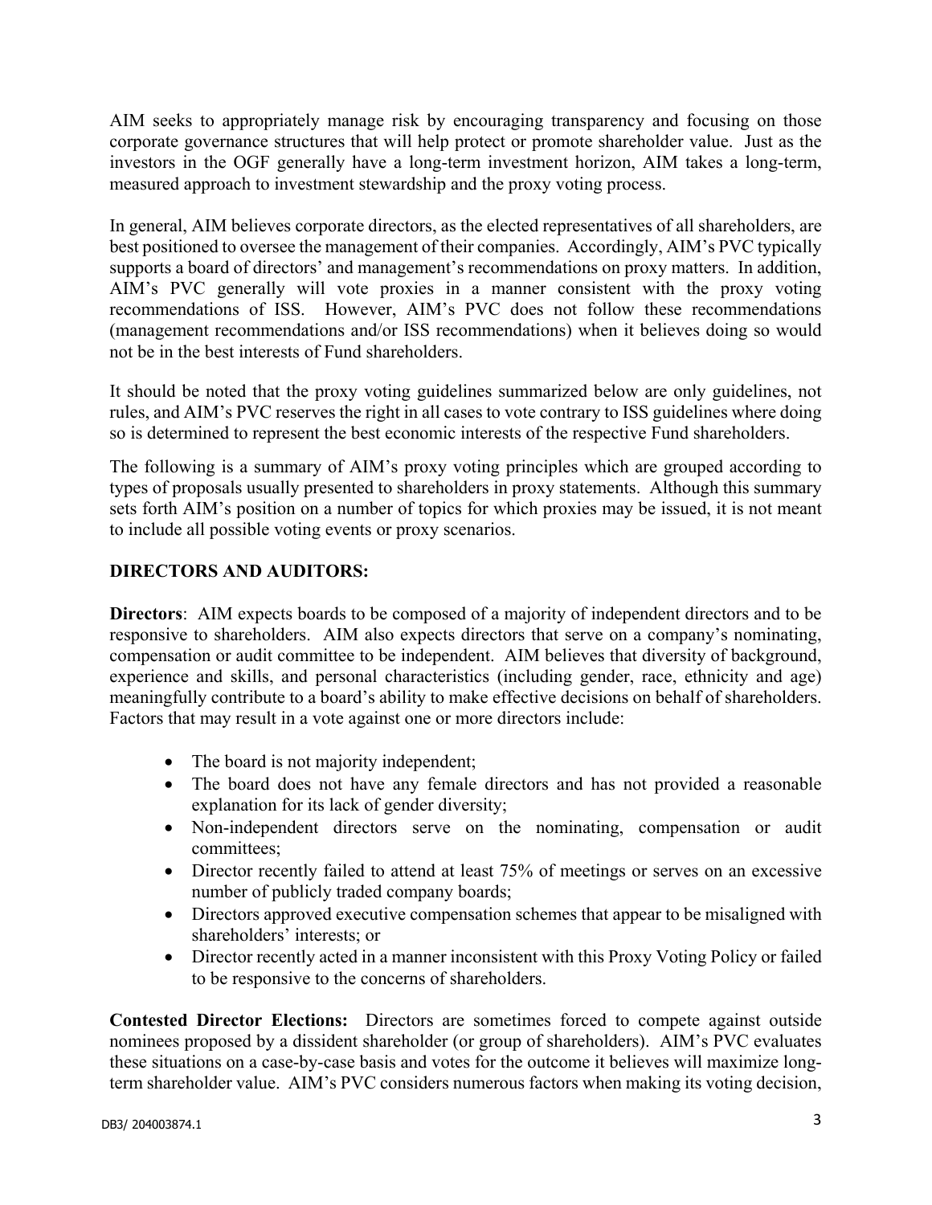AIM seeks to appropriately manage risk by encouraging transparency and focusing on those corporate governance structures that will help protect or promote shareholder value. Just as the investors in the OGF generally have a long-term investment horizon, AIM takes a long-term, measured approach to investment stewardship and the proxy voting process.

In general, AIM believes corporate directors, as the elected representatives of all shareholders, are best positioned to oversee the management of their companies. Accordingly, AIM's PVC typically supports a board of directors' and management's recommendations on proxy matters. In addition, AIM's PVC generally will vote proxies in a manner consistent with the proxy voting recommendations of ISS. However, AIM's PVC does not follow these recommendations (management recommendations and/or ISS recommendations) when it believes doing so would not be in the best interests of Fund shareholders.

It should be noted that the proxy voting guidelines summarized below are only guidelines, not rules, and AIM's PVC reserves the right in all cases to vote contrary to ISS guidelines where doing so is determined to represent the best economic interests of the respective Fund shareholders.

The following is a summary of AIM's proxy voting principles which are grouped according to types of proposals usually presented to shareholders in proxy statements. Although this summary sets forth AIM's position on a number of topics for which proxies may be issued, it is not meant to include all possible voting events or proxy scenarios.

**DIRECTORS AND AUDITORS:**

**Directors**: AIM expects boards to be composed of a majority of independent directors and to be responsive to shareholders. AIM also expects directors that serve on a company's nominating, compensation or audit committee to be independent. AIM believes that diversity of background, experience and skills, and personal characteristics (including gender, race, ethnicity and age) meaningfully contribute to a board's ability to make effective decisions on behalf of shareholders. Factors that may result in a vote against one or more directors include:

- The board is not majority independent;
- The board does not have any female directors and has not provided a reasonable explanation for its lack of gender diversity;
- Non-independent directors serve on the nominating, compensation or audit committees;
- Director recently failed to attend at least 75% of meetings or serves on an excessive number of publicly traded company boards;
- Directors approved executive compensation schemes that appear to be misaligned with shareholders' interests; or
- Director recently acted in a manner inconsistent with this Proxy Voting Policy or failed to be responsive to the concerns of shareholders.

**Contested Director Elections:** Directors are sometimes forced to compete against outside nominees proposed by a dissident shareholder (or group of shareholders). AIM's PVC evaluates these situations on a case-by-case basis and votes for the outcome it believes will maximize long-term shareholder value. AIM's PVC considers numerous factors when making its voting decision,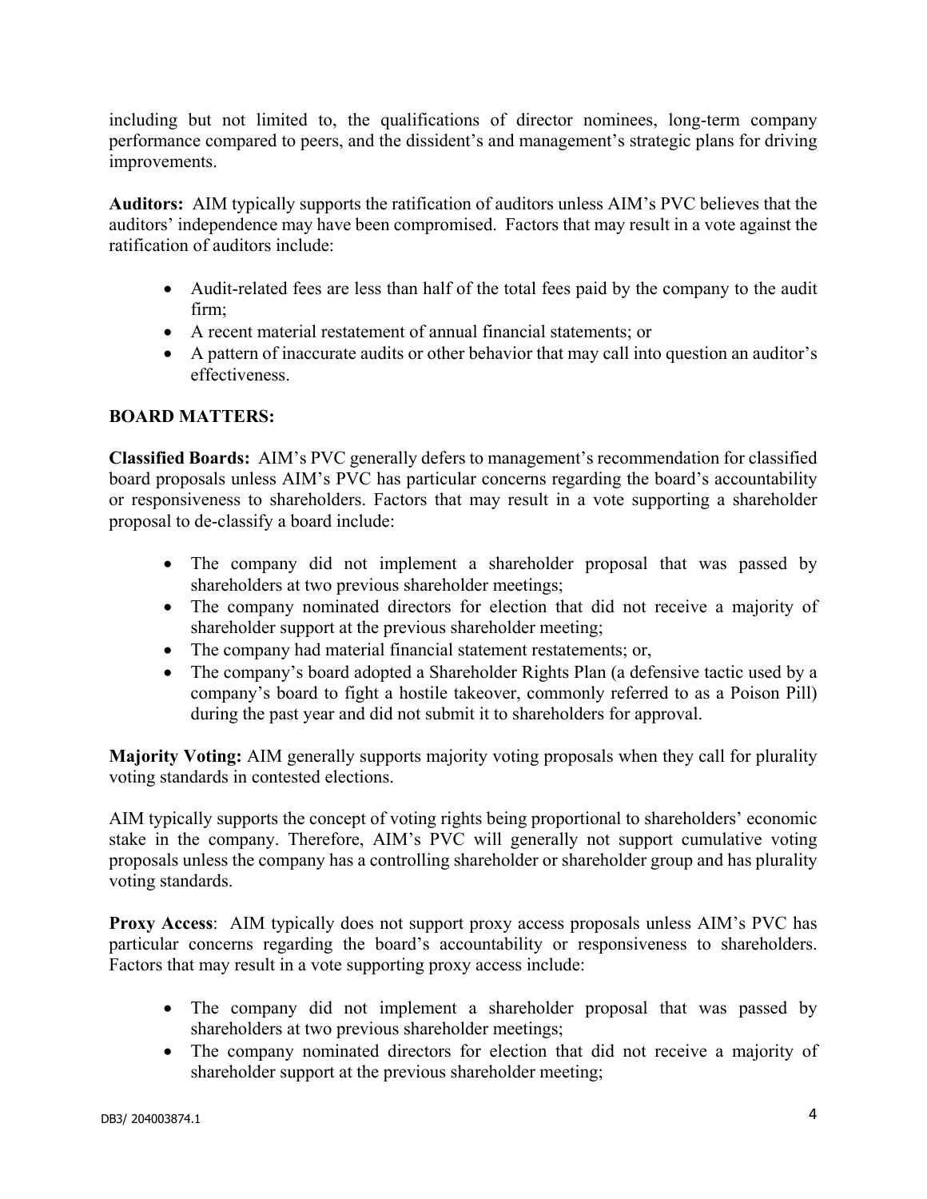including but not limited to, the qualifications of director nominees, long-term company performance compared to peers, and the dissident's and management's strategic plans for driving improvements.

**Auditors:** AIM typically supports the ratification of auditors unless AIM's PVC believes that the auditors' independence may have been compromised. Factors that may result in a vote against the ratification of auditors include:

- Audit-related fees are less than half of the total fees paid by the company to the audit firm;
- A recent material restatement of annual financial statements; or
- A pattern of inaccurate audits or other behavior that may call into question an auditor's effectiveness.

**BOARD MATTERS:**

**Classified Boards:** AIM's PVC generally defers to management's recommendation for classified board proposals unless AIM's PVC has particular concerns regarding the board's accountability or responsiveness to shareholders. Factors that may result in a vote supporting a shareholder proposal to de-classify a board include:

- The company did not implement a shareholder proposal that was passed by shareholders at two previous shareholder meetings;
- The company nominated directors for election that did not receive a majority of shareholder support at the previous shareholder meeting;
- The company had material financial statement restatements; or,
- The company's board adopted a Shareholder Rights Plan (a defensive tactic used by a company's board to fight a hostile takeover, commonly referred to as a Poison Pill) during the past year and did not submit it to shareholders for approval.

**Majority Voting:** AIM generally supports majority voting proposals when they call for plurality voting standards in contested elections.

AIM typically supports the concept of voting rights being proportional to shareholders' economic stake in the company. Therefore, AIM's PVC will generally not support cumulative voting proposals unless the company has a controlling shareholder or shareholder group and has plurality voting standards.

**Proxy Access**: AIM typically does not support proxy access proposals unless AIM's PVC has particular concerns regarding the board's accountability or responsiveness to shareholders. Factors that may result in a vote supporting proxy access include:

- The company did not implement a shareholder proposal that was passed by shareholders at two previous shareholder meetings;
- The company nominated directors for election that did not receive a majority of shareholder support at the previous shareholder meeting;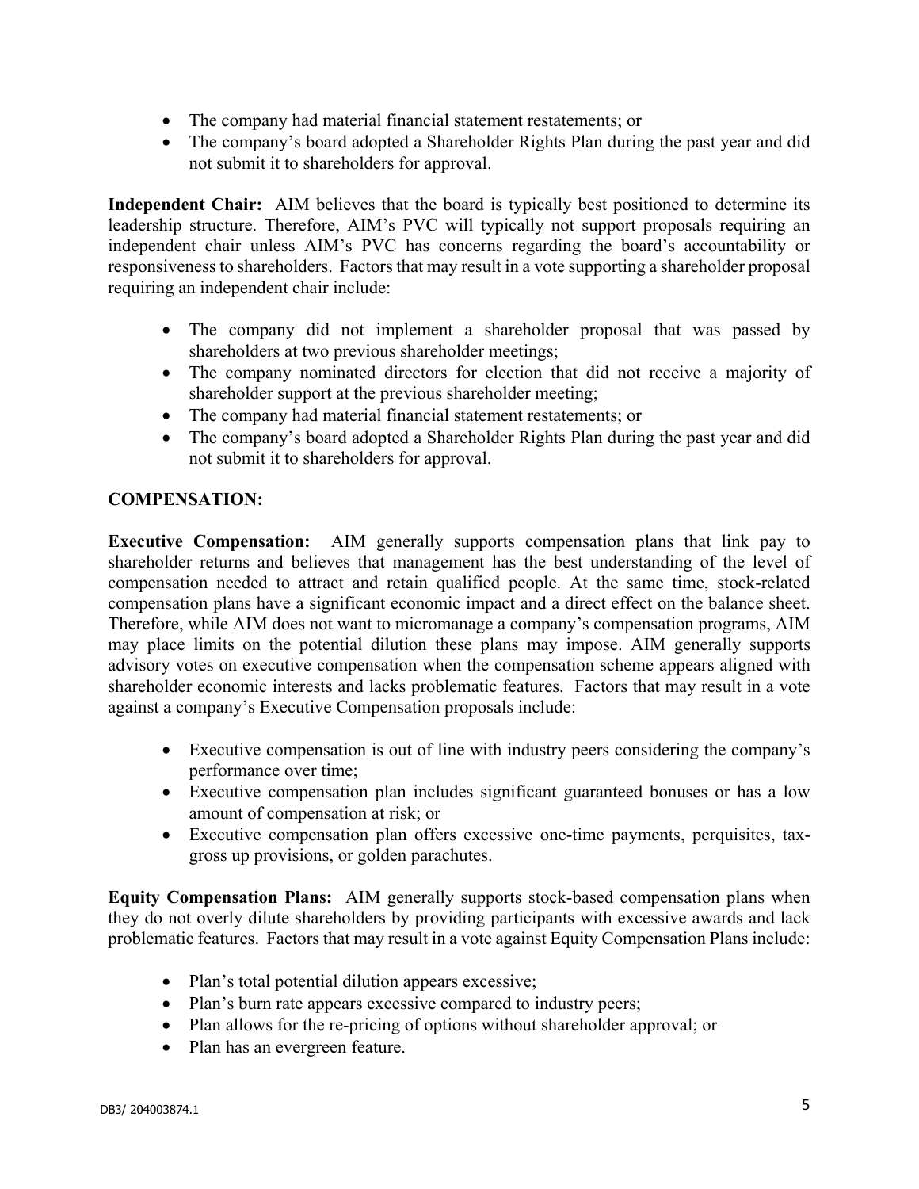- The company had material financial statement restatements; or
- The company's board adopted a Shareholder Rights Plan during the past year and did not submit it to shareholders for approval.

**Independent Chair:** AIM believes that the board is typically best positioned to determine its leadership structure. Therefore, AIM's PVC will typically not support proposals requiring an independent chair unless AIM's PVC has concerns regarding the board's accountability or responsiveness to shareholders. Factors that may result in a vote supporting a shareholder proposal requiring an independent chair include:

- The company did not implement a shareholder proposal that was passed by shareholders at two previous shareholder meetings;
- The company nominated directors for election that did not receive a majority of shareholder support at the previous shareholder meeting;
- The company had material financial statement restatements; or
- The company's board adopted a Shareholder Rights Plan during the past year and did not submit it to shareholders for approval.

**COMPENSATION:**

**Executive Compensation:** AIM generally supports compensation plans that link pay to shareholder returns and believes that management has the best understanding of the level of compensation needed to attract and retain qualified people. At the same time, stock-related compensation plans have a significant economic impact and a direct effect on the balance sheet. Therefore, while AIM does not want to micromanage a company's compensation programs, AIM may place limits on the potential dilution these plans may impose. AIM generally supports advisory votes on executive compensation when the compensation scheme appears aligned with shareholder economic interests and lacks problematic features. Factors that may result in a vote against a company's Executive Compensation proposals include:

- Executive compensation is out of line with industry peers considering the company's performance over time;
- Executive compensation plan includes significant guaranteed bonuses or has a low amount of compensation at risk; or
- Executive compensation plan offers excessive one-time payments, perquisites, tax-gross up provisions, or golden parachutes.

**Equity Compensation Plans:** AIM generally supports stock-based compensation plans when they do not overly dilute shareholders by providing participants with excessive awards and lack problematic features. Factors that may result in a vote against Equity Compensation Plans include:

- Plan's total potential dilution appears excessive;
- Plan's burn rate appears excessive compared to industry peers;
- Plan allows for the re-pricing of options without shareholder approval; or
- Plan has an evergreen feature.

DB3/ 204003874.1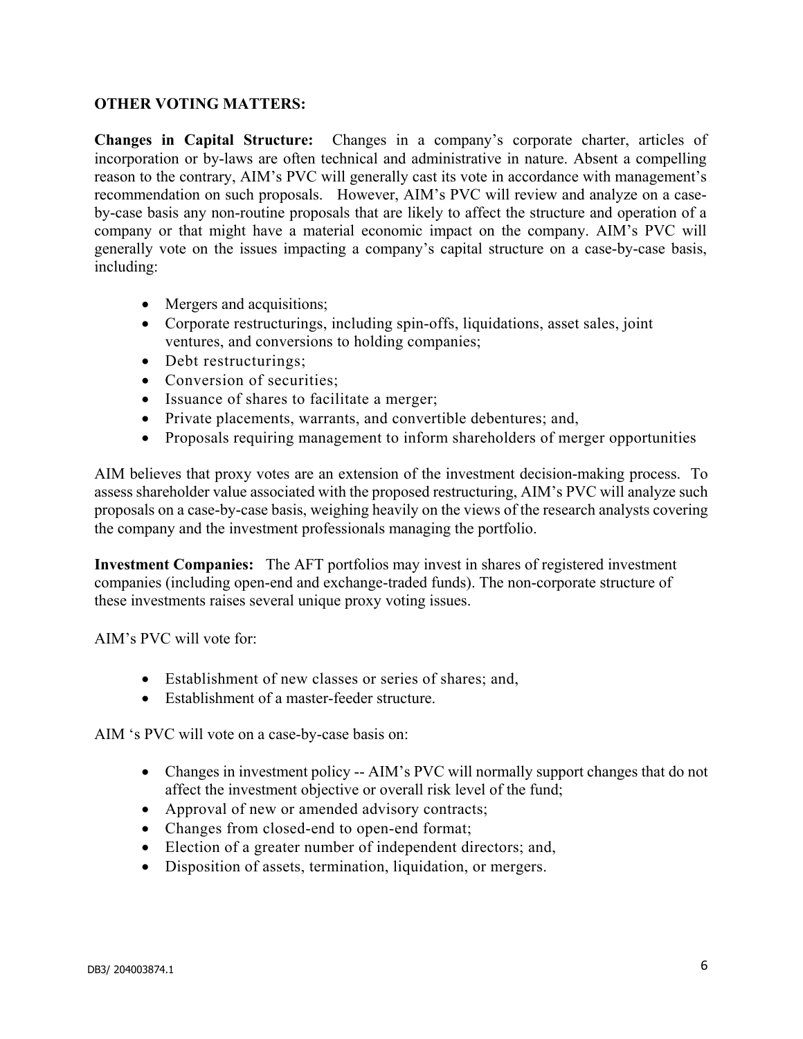**OTHER VOTING MATTERS:**

**Changes in Capital Structure:** Changes in a company's corporate charter, articles of incorporation or by-laws are often technical and administrative in nature. Absent a compelling reason to the contrary, AIM's PVC will generally cast its vote in accordance with management's recommendation on such proposals. However, AIM's PVC will review and analyze on a case-by-case basis any non-routine proposals that are likely to affect the structure and operation of a company or that might have a material economic impact on the company. AIM's PVC will generally vote on the issues impacting a company's capital structure on a case-by-case basis, including:

- Mergers and acquisitions;
- Corporate restructurings, including spin-offs, liquidations, asset sales, joint ventures, and conversions to holding companies;
- Debt restructurings;
- Conversion of securities;
- Issuance of shares to facilitate a merger;
- Private placements, warrants, and convertible debentures; and,
- Proposals requiring management to inform shareholders of merger opportunities

AIM believes that proxy votes are an extension of the investment decision-making process. To assess shareholder value associated with the proposed restructuring, AIM's PVC will analyze such proposals on a case-by-case basis, weighing heavily on the views of the research analysts covering the company and the investment professionals managing the portfolio.

**Investment Companies:** The AFT portfolios may invest in shares of registered investment companies (including open-end and exchange-traded funds). The non-corporate structure of these investments raises several unique proxy voting issues.

AIM's PVC will vote for:

- Establishment of new classes or series of shares; and,
- Establishment of a master-feeder structure.

AIM 's PVC will vote on a case-by-case basis on:

- Changes in investment policy -- AIM's PVC will normally support changes that do not affect the investment objective or overall risk level of the fund;
- Approval of new or amended advisory contracts;
- Changes from closed-end to open-end format;
- Election of a greater number of independent directors; and,
- Disposition of assets, termination, liquidation, or mergers.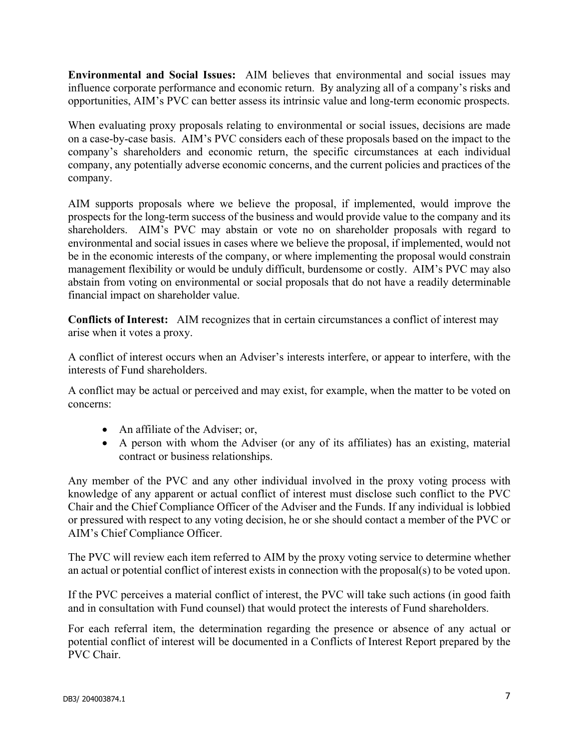**Environmental and Social Issues:** AIM believes that environmental and social issues may influence corporate performance and economic return. By analyzing all of a company's risks and opportunities, AIM's PVC can better assess its intrinsic value and long-term economic prospects.

When evaluating proxy proposals relating to environmental or social issues, decisions are made on a case-by-case basis. AIM's PVC considers each of these proposals based on the impact to the company's shareholders and economic return, the specific circumstances at each individual company, any potentially adverse economic concerns, and the current policies and practices of the company.

AIM supports proposals where we believe the proposal, if implemented, would improve the prospects for the long-term success of the business and would provide value to the company and its shareholders. AIM's PVC may abstain or vote no on shareholder proposals with regard to environmental and social issues in cases where we believe the proposal, if implemented, would not be in the economic interests of the company, or where implementing the proposal would constrain management flexibility or would be unduly difficult, burdensome or costly. AIM's PVC may also abstain from voting on environmental or social proposals that do not have a readily determinable financial impact on shareholder value.

**Conflicts of Interest:** AIM recognizes that in certain circumstances a conflict of interest may arise when it votes a proxy.

A conflict of interest occurs when an Adviser's interests interfere, or appear to interfere, with the interests of Fund shareholders.

A conflict may be actual or perceived and may exist, for example, when the matter to be voted on concerns:

- An affiliate of the Adviser; or,
- A person with whom the Adviser (or any of its affiliates) has an existing, material contract or business relationships.

Any member of the PVC and any other individual involved in the proxy voting process with knowledge of any apparent or actual conflict of interest must disclose such conflict to the PVC Chair and the Chief Compliance Officer of the Adviser and the Funds. If any individual is lobbied or pressured with respect to any voting decision, he or she should contact a member of the PVC or AIM's Chief Compliance Officer.

The PVC will review each item referred to AIM by the proxy voting service to determine whether an actual or potential conflict of interest exists in connection with the proposal(s) to be voted upon.

If the PVC perceives a material conflict of interest, the PVC will take such actions (in good faith and in consultation with Fund counsel) that would protect the interests of Fund shareholders.

For each referral item, the determination regarding the presence or absence of any actual or potential conflict of interest will be documented in a Conflicts of Interest Report prepared by the PVC Chair.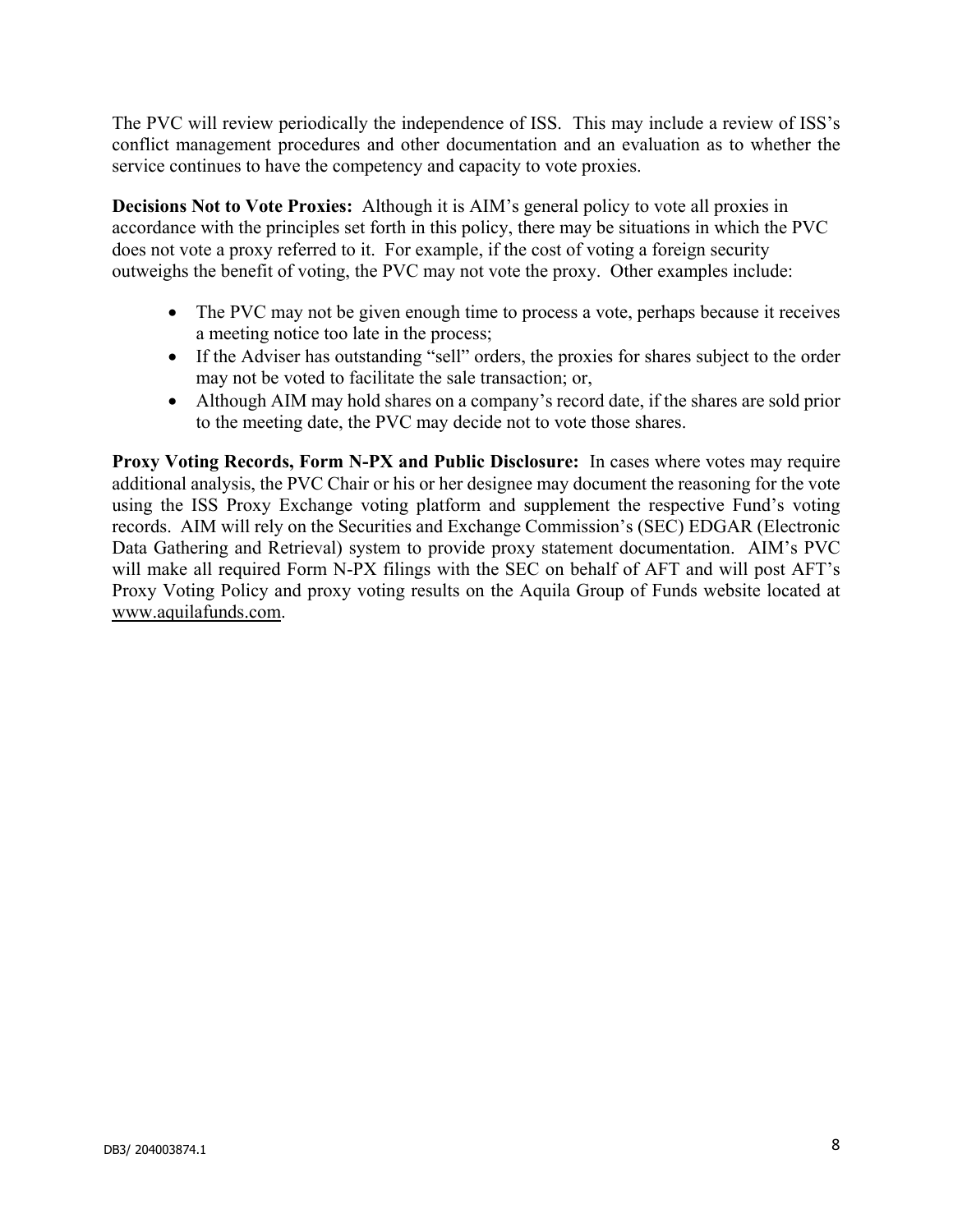The PVC will review periodically the independence of ISS. This may include a review of ISS's conflict management procedures and other documentation and an evaluation as to whether the service continues to have the competency and capacity to vote proxies.

**Decisions Not to Vote Proxies:** Although it is AIM's general policy to vote all proxies in accordance with the principles set forth in this policy, there may be situations in which the PVC does not vote a proxy referred to it. For example, if the cost of voting a foreign security outweighs the benefit of voting, the PVC may not vote the proxy. Other examples include:

- The PVC may not be given enough time to process a vote, perhaps because it receives a meeting notice too late in the process;
- If the Adviser has outstanding "sell" orders, the proxies for shares subject to the order may not be voted to facilitate the sale transaction; or,
- Although AIM may hold shares on a company's record date, if the shares are sold prior to the meeting date, the PVC may decide not to vote those shares.

**Proxy Voting Records, Form N-PX and Public Disclosure:** In cases where votes may require additional analysis, the PVC Chair or his or her designee may document the reasoning for the vote using the ISS Proxy Exchange voting platform and supplement the respective Fund's voting records. AIM will rely on the Securities and Exchange Commission's (SEC) EDGAR (Electronic Data Gathering and Retrieval) system to provide proxy statement documentation. AIM's PVC will make all required Form N-PX filings with the SEC on behalf of AFT and will post AFT's Proxy Voting Policy and proxy voting results on the Aquila Group of Funds website located at www.aquilafunds.com.

DB3/ 204003874.1